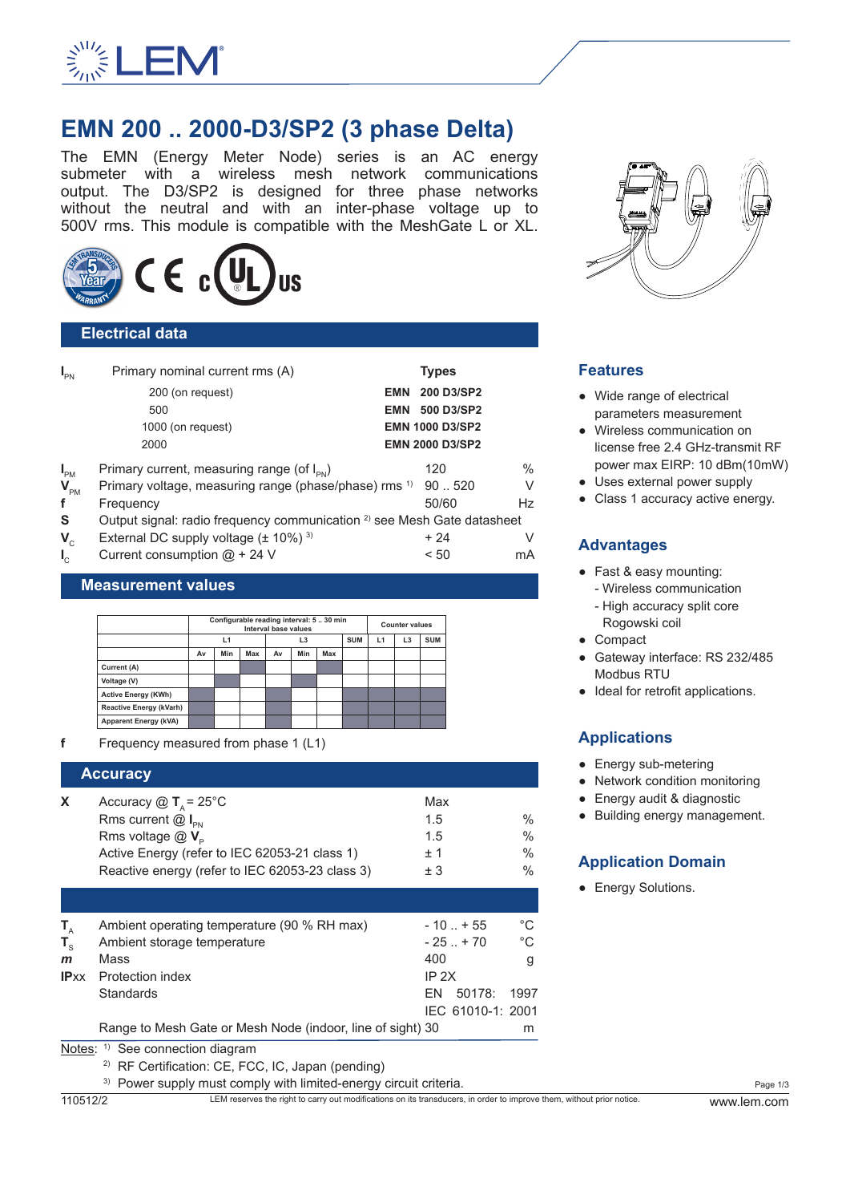# EMN 200 .. 2000-D3/SP2 (3 phase Delta)

The EMN (Energy Meter Node) series is an AC energy submeter with a wireless mesh network communications output. The D3/SP2 is designed for three phase networks without the neutral and with an inter-phase voltage up to 500V rms. This module is compatible with the MeshGate L or XL.

## Electrical data

| | | | |
|---|---|---|---|
| $I_{PN}$ | Primary nominal current rms (A) | **Types** | |
| | 200 (on request) | **EMN 200 D3/SP2** | |
| | 500 | **EMN 500 D3/SP2** | |
| | 1000 (on request) | **EMN 1000 D3/SP2** | |
| | 2000 | **EMN 2000 D3/SP2** | |
| $I_{PM}$ | Primary current, measuring range (of $I_{PN}$) | 120 | % |
| $V_{PM}$ | Primary voltage, measuring range (phase/phase) rms [1] | 90 .. 520 | V |
| f | Frequency | 50/60 | Hz |
| S | Output signal: radio frequency communication [2] see Mesh Gate datasheet | | |
| $V_C$ | External DC supply voltage (± 10%) [3] | + 24 | V |
| $I_C$ | Current consumption @ + 24 V | < 50 | mA |

## Measurement values

| | Configurable reading interval: 5 .. 30 min Interval base values | | | | | | | Counter values | | |
|---|---|---|---|---|---|---|---|---|---|---|
| | L1 | | | L3 | | | SUM | L1 | L3 | SUM |
| | Av | Min | Max | Av | Min | Max | | | | |
| Current (A) | | | | | | | | | | |
| Voltage (V) | | | | | | | | | | |
| Active Energy (KWh) | | | | | | | | | | |
| Reactive Energy (kVarh) | | | | | | | | | | |
| Apparent Energy (kVA) | | | | | | | | | | |

f Frequency measured from phase 1 (L1)

## Accuracy

| | | | |
|---|---|---|---|
| X | Accuracy @ $T_A$ = 25°C | Max | |
| | Rms current @ $I_{PN}$ | 1.5 | % |
| | Rms voltage @ $V_P$ | 1.5 | % |
| | Active Energy (refer to IEC 62053-21 class 1) | ± 1 | % |
| | Reactive energy (refer to IEC 62053-23 class 3) | ± 3 | % |

| | | | |
|---|---|---|---|
| $T_A$ | Ambient operating temperature (90 % RH max) | - 10 .. + 55 | °C |
| $T_S$ | Ambient storage temperature | - 25 .. + 70 | °C |
| *m* | Mass | 400 | g |
| IPxx | Protection index | IP 2X | |
| | Standards | EN 50178: 1997 | |
| | | IEC 61010-1: 2001 | |
| | Range to Mesh Gate or Mesh Node (indoor, line of sight) | 30 | m |

Notes: [1] See connection diagram
[2] RF Certification: CE, FCC, IC, Japan (pending)
[3] Power supply must comply with limited-energy circuit criteria.

## Features

- Wide range of electrical parameters measurement
- Wireless communication on license free 2.4 GHz-transmit RF power max EIRP: 10 dBm(10mW)
- Uses external power supply
- Class 1 accuracy active energy.

## Advantages

- Fast & easy mounting:
  - Wireless communication
  - High accuracy split core Rogowski coil
- Compact
- Gateway interface: RS 232/485 Modbus RTU
- Ideal for retrofit applications.

## Applications

- Energy sub-metering
- Network condition monitoring
- Energy audit & diagnostic
- Building energy management.

## Application Domain

- Energy Solutions.

110512/2 LEM reserves the right to carry out modifications on its transducers, in order to improve them, without prior notice. www.lem.com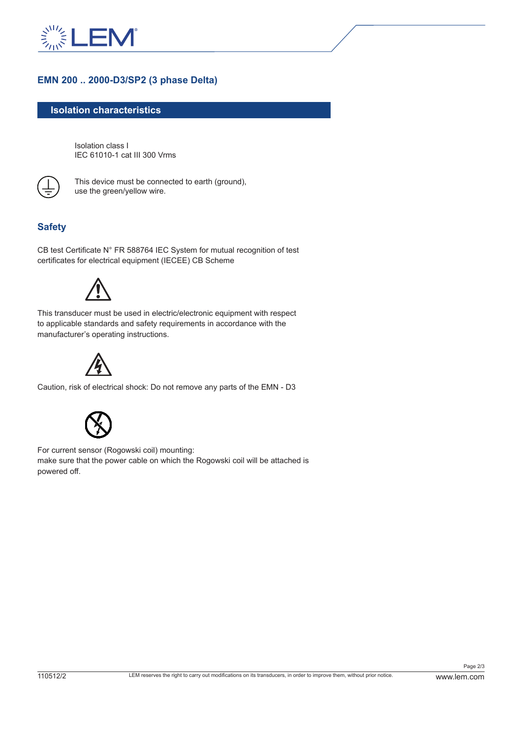# EMN 200 .. 2000-D3/SP2 (3 phase Delta)

## Isolation characteristics

Isolation class I
IEC 61010-1 cat III 300 Vrms

This device must be connected to earth (ground), use the green/yellow wire.

## Safety

CB test Certificate N° FR 588764 IEC System for mutual recognition of test certificates for electrical equipment (IECEE) CB Scheme

This transducer must be used in electric/electronic equipment with respect to applicable standards and safety requirements in accordance with the manufacturer's operating instructions.

Caution, risk of electrical shock: Do not remove any parts of the EMN - D3

For current sensor (Rogowski coil) mounting:
make sure that the power cable on which the Rogowski coil will be attached is powered off.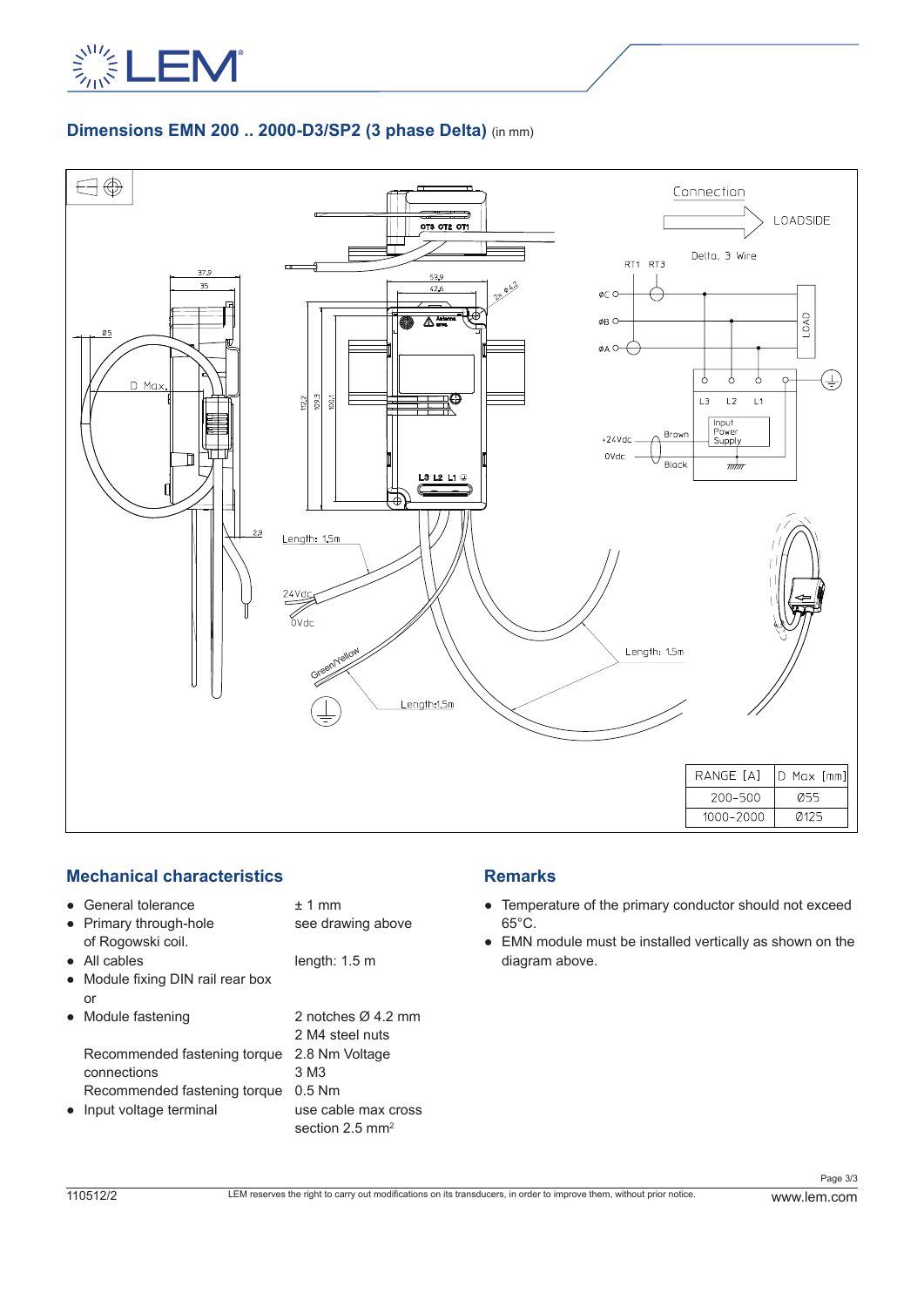## Dimensions EMN 200 .. 2000-D3/SP2 (3 phase Delta) (in mm)

Connection

LOADSIDE

Delta, 3 Wire

RT1 RT3

ØC

ØB

ØA

LOAD

L3 L2 L1

Input Power Supply

+24Vdc Brown

0Vdc Black

37,9

35

Ø5

D Max.

53,9

42,6

2x Ø4,2

112,2

109,3

100,1

2,9

Length: 1,5m

24Vdc

0Vdc

Green/Yellow

Length:1,5m

Length: 1,5m

OT3 OT2 OT1

L3 L2 L1

| RANGE [A] | D Max [mm] |
|---|---|
| 200-500 | Ø55 |
| 1000-2000 | Ø125 |

## Mechanical characteristics

- General tolerance — ± 1 mm
- Primary through-hole of Rogowski coil. — see drawing above
- All cables — length: 1.5 m
- Module fixing DIN rail rear box or
- Module fastening — 2 notches Ø 4.2 mm, 2 M4 steel nuts

  Recommended fastening torque — 2.8 Nm Voltage

  connections — 3 M3

  Recommended fastening torque — 0.5 Nm
- Input voltage terminal — use cable max cross section 2.5 mm²

## Remarks

- Temperature of the primary conductor should not exceed 65°C.
- EMN module must be installed vertically as shown on the diagram above.

110512/2

LEM reserves the right to carry out modifications on its transducers, in order to improve them, without prior notice.

www.lem.com